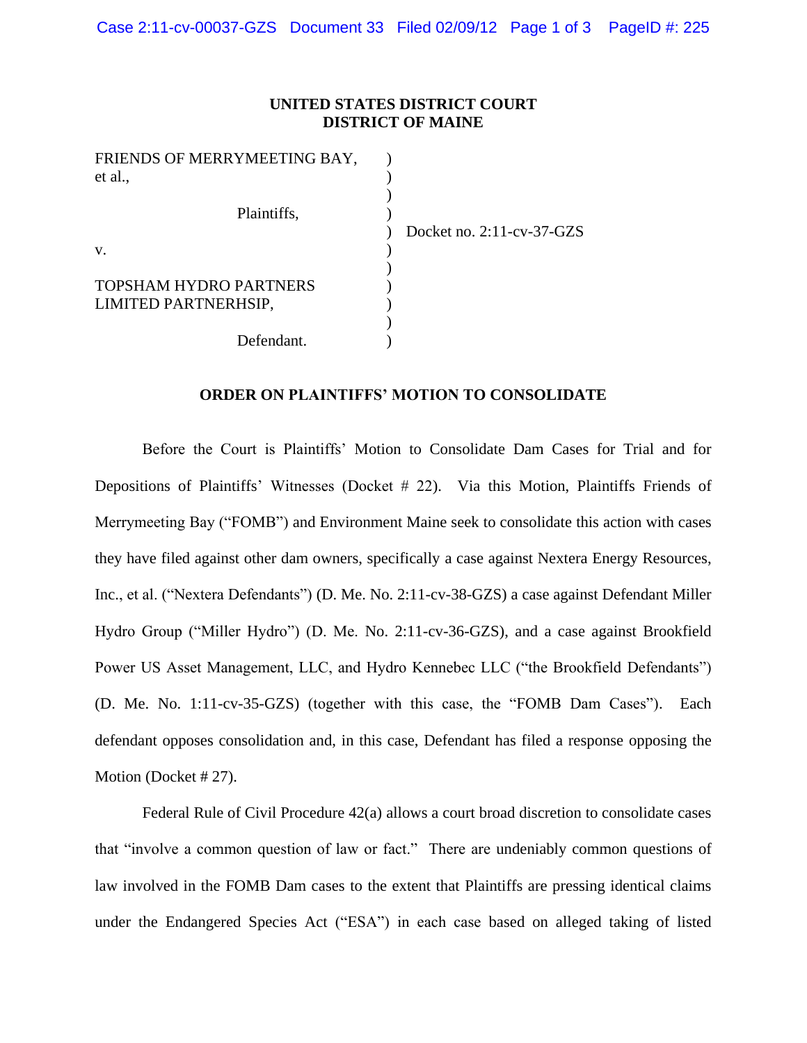**UNITED STATES DISTRICT COURT**
**DISTRICT OF MAINE**

| | | |
|---|---|---|
| FRIENDS OF MERRYMEETING BAY, et al., | ) | |
| Plaintiffs, | ) | Docket no. 2:11-cv-37-GZS |
| v. | ) | |
| TOPSHAM HYDRO PARTNERS LIMITED PARTNERHSIP, | ) | |
| Defendant. | ) | |

**ORDER ON PLAINTIFFS' MOTION TO CONSOLIDATE**

Before the Court is Plaintiffs' Motion to Consolidate Dam Cases for Trial and for Depositions of Plaintiffs' Witnesses (Docket # 22). Via this Motion, Plaintiffs Friends of Merrymeeting Bay ("FOMB") and Environment Maine seek to consolidate this action with cases they have filed against other dam owners, specifically a case against Nextera Energy Resources, Inc., et al. ("Nextera Defendants") (D. Me. No. 2:11-cv-38-GZS) a case against Defendant Miller Hydro Group ("Miller Hydro") (D. Me. No. 2:11-cv-36-GZS), and a case against Brookfield Power US Asset Management, LLC, and Hydro Kennebec LLC ("the Brookfield Defendants") (D. Me. No. 1:11-cv-35-GZS) (together with this case, the "FOMB Dam Cases"). Each defendant opposes consolidation and, in this case, Defendant has filed a response opposing the Motion (Docket # 27).

Federal Rule of Civil Procedure 42(a) allows a court broad discretion to consolidate cases that "involve a common question of law or fact." There are undeniably common questions of law involved in the FOMB Dam cases to the extent that Plaintiffs are pressing identical claims under the Endangered Species Act ("ESA") in each case based on alleged taking of listed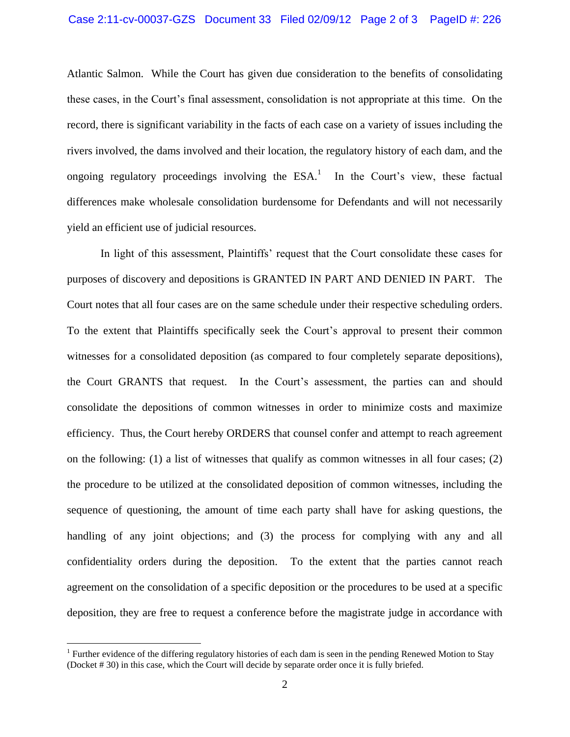Atlantic Salmon. While the Court has given due consideration to the benefits of consolidating these cases, in the Court's final assessment, consolidation is not appropriate at this time. On the record, there is significant variability in the facts of each case on a variety of issues including the rivers involved, the dams involved and their location, the regulatory history of each dam, and the ongoing regulatory proceedings involving the ESA.[1] In the Court's view, these factual differences make wholesale consolidation burdensome for Defendants and will not necessarily yield an efficient use of judicial resources.

In light of this assessment, Plaintiffs' request that the Court consolidate these cases for purposes of discovery and depositions is GRANTED IN PART AND DENIED IN PART. The Court notes that all four cases are on the same schedule under their respective scheduling orders. To the extent that Plaintiffs specifically seek the Court's approval to present their common witnesses for a consolidated deposition (as compared to four completely separate depositions), the Court GRANTS that request. In the Court's assessment, the parties can and should consolidate the depositions of common witnesses in order to minimize costs and maximize efficiency. Thus, the Court hereby ORDERS that counsel confer and attempt to reach agreement on the following: (1) a list of witnesses that qualify as common witnesses in all four cases; (2) the procedure to be utilized at the consolidated deposition of common witnesses, including the sequence of questioning, the amount of time each party shall have for asking questions, the handling of any joint objections; and (3) the process for complying with any and all confidentiality orders during the deposition. To the extent that the parties cannot reach agreement on the consolidation of a specific deposition or the procedures to be used at a specific deposition, they are free to request a conference before the magistrate judge in accordance with

[1] Further evidence of the differing regulatory histories of each dam is seen in the pending Renewed Motion to Stay (Docket # 30) in this case, which the Court will decide by separate order once it is fully briefed.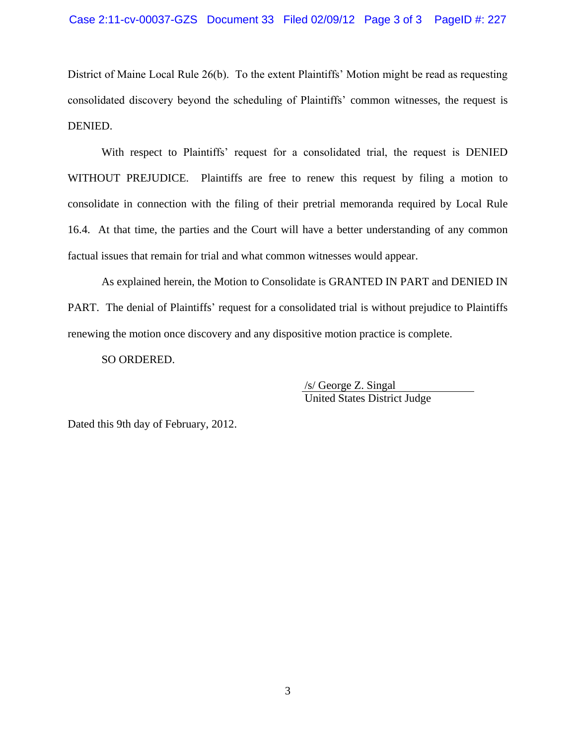District of Maine Local Rule 26(b). To the extent Plaintiffs' Motion might be read as requesting consolidated discovery beyond the scheduling of Plaintiffs' common witnesses, the request is DENIED.

With respect to Plaintiffs' request for a consolidated trial, the request is DENIED WITHOUT PREJUDICE. Plaintiffs are free to renew this request by filing a motion to consolidate in connection with the filing of their pretrial memoranda required by Local Rule 16.4. At that time, the parties and the Court will have a better understanding of any common factual issues that remain for trial and what common witnesses would appear.

As explained herein, the Motion to Consolidate is GRANTED IN PART and DENIED IN PART. The denial of Plaintiffs' request for a consolidated trial is without prejudice to Plaintiffs renewing the motion once discovery and any dispositive motion practice is complete.

SO ORDERED.

/s/ George Z. Singal
United States District Judge

Dated this 9th day of February, 2012.